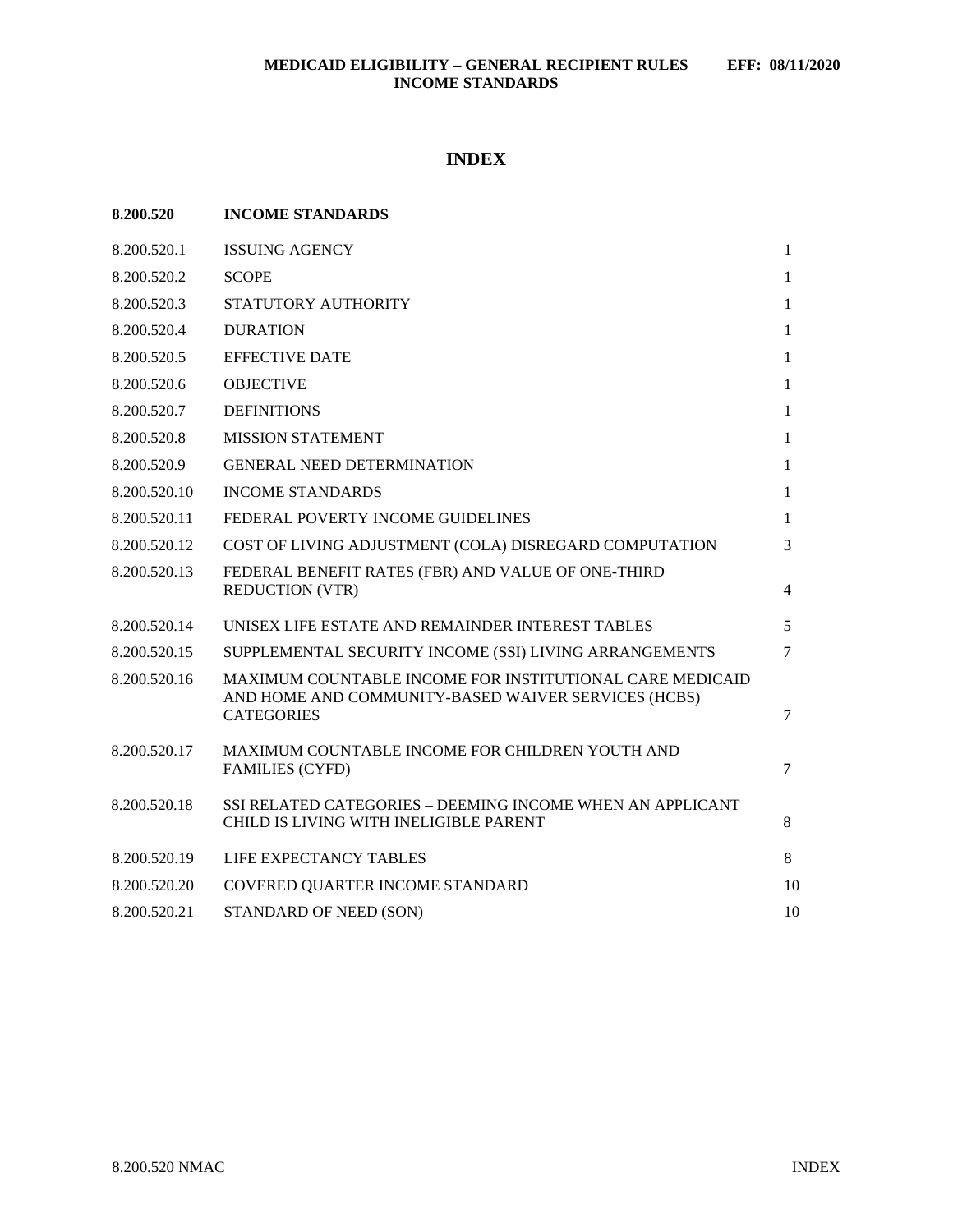# INDEX

| **8.200.520** | **INCOME STANDARDS** | |
|---|---|---|
| 8.200.520.1 | ISSUING AGENCY | 1 |
| 8.200.520.2 | SCOPE | 1 |
| 8.200.520.3 | STATUTORY AUTHORITY | 1 |
| 8.200.520.4 | DURATION | 1 |
| 8.200.520.5 | EFFECTIVE DATE | 1 |
| 8.200.520.6 | OBJECTIVE | 1 |
| 8.200.520.7 | DEFINITIONS | 1 |
| 8.200.520.8 | MISSION STATEMENT | 1 |
| 8.200.520.9 | GENERAL NEED DETERMINATION | 1 |
| 8.200.520.10 | INCOME STANDARDS | 1 |
| 8.200.520.11 | FEDERAL POVERTY INCOME GUIDELINES | 1 |
| 8.200.520.12 | COST OF LIVING ADJUSTMENT (COLA) DISREGARD COMPUTATION | 3 |
| 8.200.520.13 | FEDERAL BENEFIT RATES (FBR) AND VALUE OF ONE-THIRD REDUCTION (VTR) | 4 |
| 8.200.520.14 | UNISEX LIFE ESTATE AND REMAINDER INTEREST TABLES | 5 |
| 8.200.520.15 | SUPPLEMENTAL SECURITY INCOME (SSI) LIVING ARRANGEMENTS | 7 |
| 8.200.520.16 | MAXIMUM COUNTABLE INCOME FOR INSTITUTIONAL CARE MEDICAID AND HOME AND COMMUNITY-BASED WAIVER SERVICES (HCBS) CATEGORIES | 7 |
| 8.200.520.17 | MAXIMUM COUNTABLE INCOME FOR CHILDREN YOUTH AND FAMILIES (CYFD) | 7 |
| 8.200.520.18 | SSI RELATED CATEGORIES – DEEMING INCOME WHEN AN APPLICANT CHILD IS LIVING WITH INELIGIBLE PARENT | 8 |
| 8.200.520.19 | LIFE EXPECTANCY TABLES | 8 |
| 8.200.520.20 | COVERED QUARTER INCOME STANDARD | 10 |
| 8.200.520.21 | STANDARD OF NEED (SON) | 10 |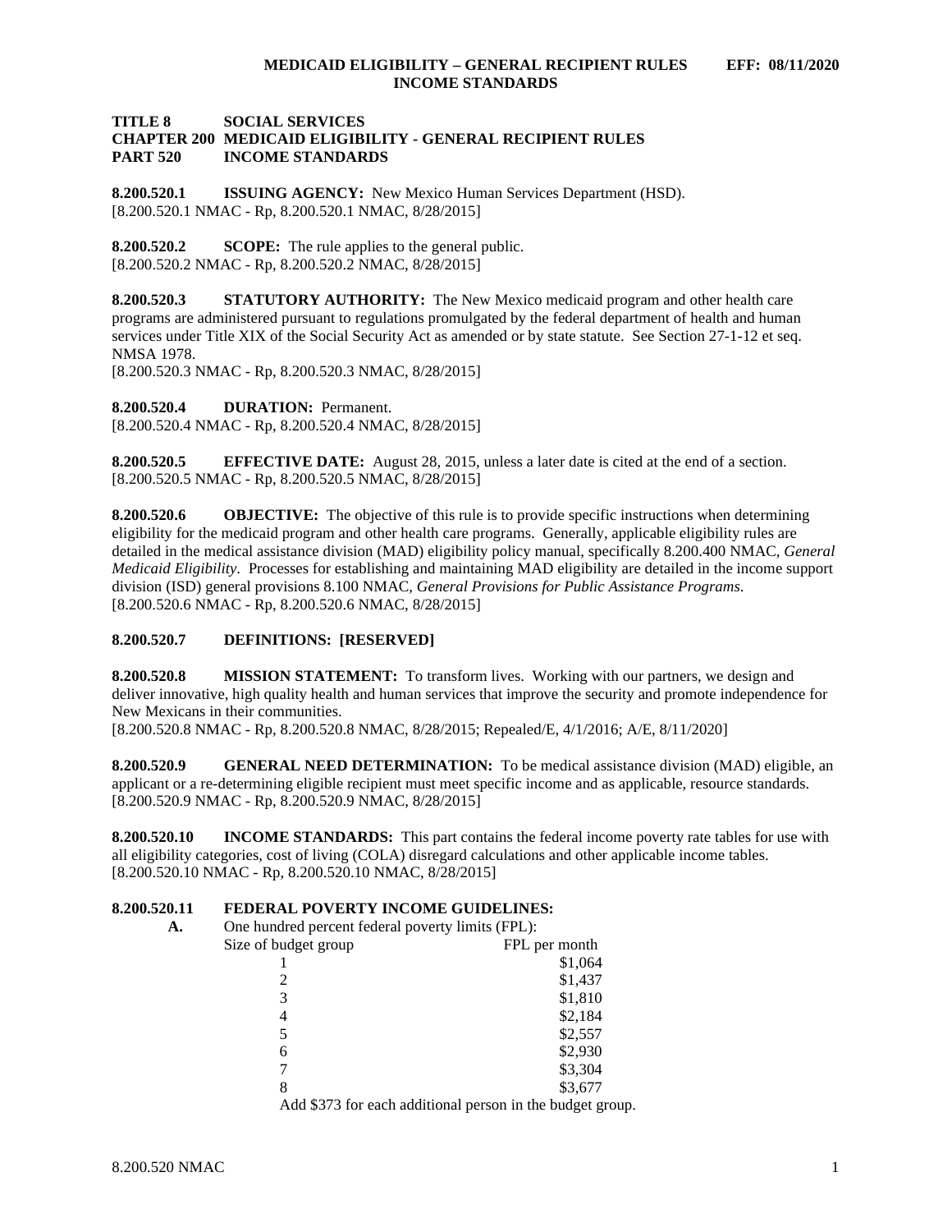**TITLE 8 SOCIAL SERVICES**
**CHAPTER 200 MEDICAID ELIGIBILITY - GENERAL RECIPIENT RULES**
**PART 520 INCOME STANDARDS**

**8.200.520.1 ISSUING AGENCY:** New Mexico Human Services Department (HSD).
[8.200.520.1 NMAC - Rp, 8.200.520.1 NMAC, 8/28/2015]

**8.200.520.2 SCOPE:** The rule applies to the general public.
[8.200.520.2 NMAC - Rp, 8.200.520.2 NMAC, 8/28/2015]

**8.200.520.3 STATUTORY AUTHORITY:** The New Mexico medicaid program and other health care programs are administered pursuant to regulations promulgated by the federal department of health and human services under Title XIX of the Social Security Act as amended or by state statute. See Section 27-1-12 et seq. NMSA 1978.
[8.200.520.3 NMAC - Rp, 8.200.520.3 NMAC, 8/28/2015]

**8.200.520.4 DURATION:** Permanent.
[8.200.520.4 NMAC - Rp, 8.200.520.4 NMAC, 8/28/2015]

**8.200.520.5 EFFECTIVE DATE:** August 28, 2015, unless a later date is cited at the end of a section.
[8.200.520.5 NMAC - Rp, 8.200.520.5 NMAC, 8/28/2015]

**8.200.520.6 OBJECTIVE:** The objective of this rule is to provide specific instructions when determining eligibility for the medicaid program and other health care programs. Generally, applicable eligibility rules are detailed in the medical assistance division (MAD) eligibility policy manual, specifically 8.200.400 NMAC, *General Medicaid Eligibility*. Processes for establishing and maintaining MAD eligibility are detailed in the income support division (ISD) general provisions 8.100 NMAC, *General Provisions for Public Assistance Programs*.
[8.200.520.6 NMAC - Rp, 8.200.520.6 NMAC, 8/28/2015]

**8.200.520.7 DEFINITIONS: [RESERVED]**

**8.200.520.8 MISSION STATEMENT:** To transform lives. Working with our partners, we design and deliver innovative, high quality health and human services that improve the security and promote independence for New Mexicans in their communities.
[8.200.520.8 NMAC - Rp, 8.200.520.8 NMAC, 8/28/2015; Repealed/E, 4/1/2016; A/E, 8/11/2020]

**8.200.520.9 GENERAL NEED DETERMINATION:** To be medical assistance division (MAD) eligible, an applicant or a re-determining eligible recipient must meet specific income and as applicable, resource standards.
[8.200.520.9 NMAC - Rp, 8.200.520.9 NMAC, 8/28/2015]

**8.200.520.10 INCOME STANDARDS:** This part contains the federal income poverty rate tables for use with all eligibility categories, cost of living (COLA) disregard calculations and other applicable income tables.
[8.200.520.10 NMAC - Rp, 8.200.520.10 NMAC, 8/28/2015]

**8.200.520.11 FEDERAL POVERTY INCOME GUIDELINES:**

**A.** One hundred percent federal poverty limits (FPL):

| Size of budget group | FPL per month |
| --- | --- |
| 1 | $1,064 |
| 2 | $1,437 |
| 3 | $1,810 |
| 4 | $2,184 |
| 5 | $2,557 |
| 6 | $2,930 |
| 7 | $3,304 |
| 8 | $3,677 |

Add $373 for each additional person in the budget group.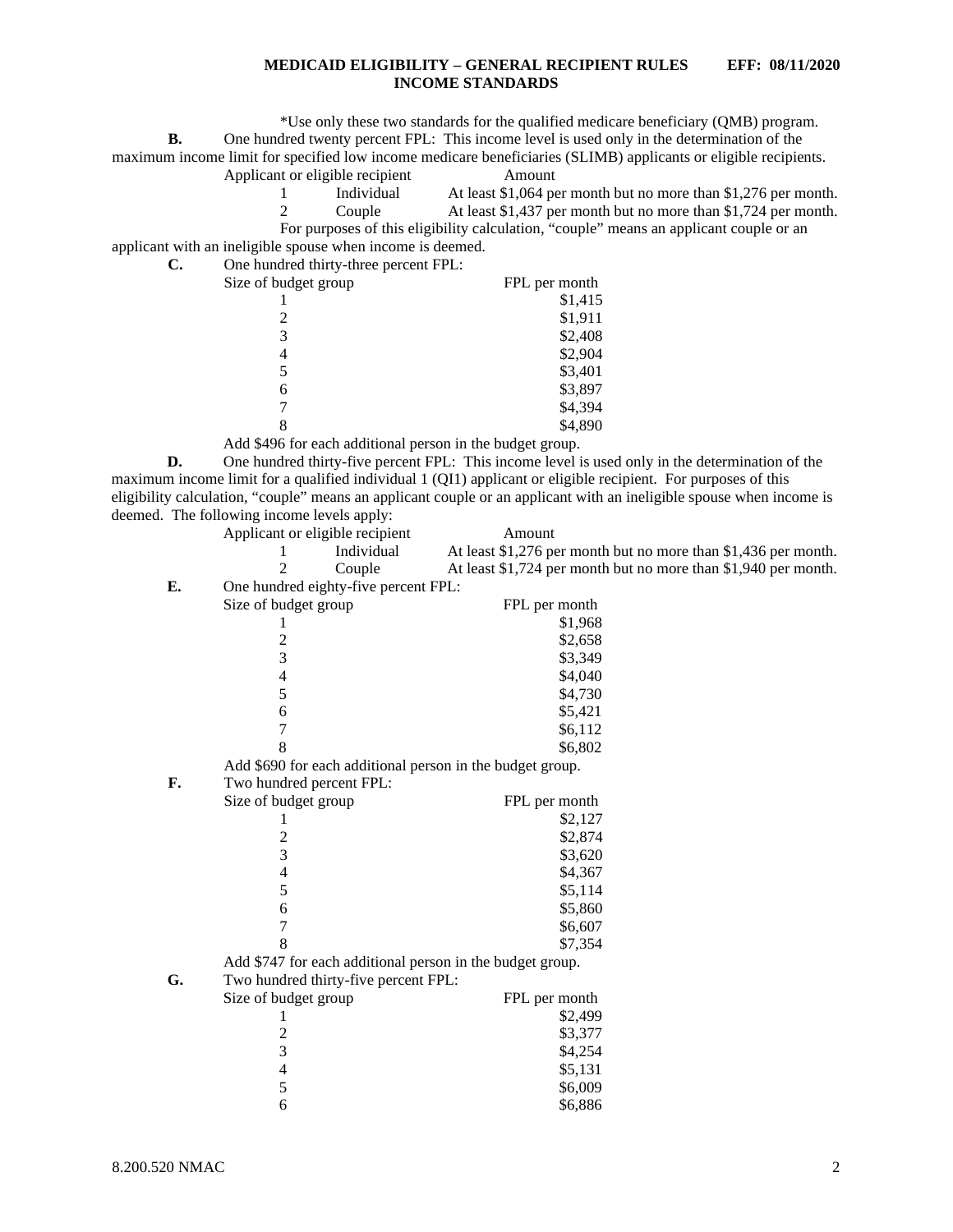*Use only these two standards for the qualified medicare beneficiary (QMB) program.

**B.** One hundred twenty percent FPL: This income level is used only in the determination of the maximum income limit for specified low income medicare beneficiaries (SLIMB) applicants or eligible recipients.

| Applicant or eligible recipient | | Amount |
|---|---|---|
| 1 | Individual | At least $1,064 per month but no more than $1,276 per month. |
| 2 | Couple | At least $1,437 per month but no more than $1,724 per month. |

For purposes of this eligibility calculation, "couple" means an applicant couple or an applicant with an ineligible spouse when income is deemed.

**C.** One hundred thirty-three percent FPL:

| Size of budget group | FPL per month |
|---|---|
| 1 | $1,415 |
| 2 | $1,911 |
| 3 | $2,408 |
| 4 | $2,904 |
| 5 | $3,401 |
| 6 | $3,897 |
| 7 | $4,394 |
| 8 | $4,890 |

Add $496 for each additional person in the budget group.

**D.** One hundred thirty-five percent FPL: This income level is used only in the determination of the maximum income limit for a qualified individual 1 (QI1) applicant or eligible recipient. For purposes of this eligibility calculation, "couple" means an applicant couple or an applicant with an ineligible spouse when income is deemed. The following income levels apply:

| Applicant or eligible recipient | | Amount |
|---|---|---|
| 1 | Individual | At least $1,276 per month but no more than $1,436 per month. |
| 2 | Couple | At least $1,724 per month but no more than $1,940 per month. |

**E.** One hundred eighty-five percent FPL:

| Size of budget group | FPL per month |
|---|---|
| 1 | $1,968 |
| 2 | $2,658 |
| 3 | $3,349 |
| 4 | $4,040 |
| 5 | $4,730 |
| 6 | $5,421 |
| 7 | $6,112 |
| 8 | $6,802 |

Add $690 for each additional person in the budget group.

**F.** Two hundred percent FPL:

| Size of budget group | FPL per month |
|---|---|
| 1 | $2,127 |
| 2 | $2,874 |
| 3 | $3,620 |
| 4 | $4,367 |
| 5 | $5,114 |
| 6 | $5,860 |
| 7 | $6,607 |
| 8 | $7,354 |

Add $747 for each additional person in the budget group.

**G.** Two hundred thirty-five percent FPL:

| Size of budget group | FPL per month |
|---|---|
| 1 | $2,499 |
| 2 | $3,377 |
| 3 | $4,254 |
| 4 | $5,131 |
| 5 | $6,009 |
| 6 | $6,886 |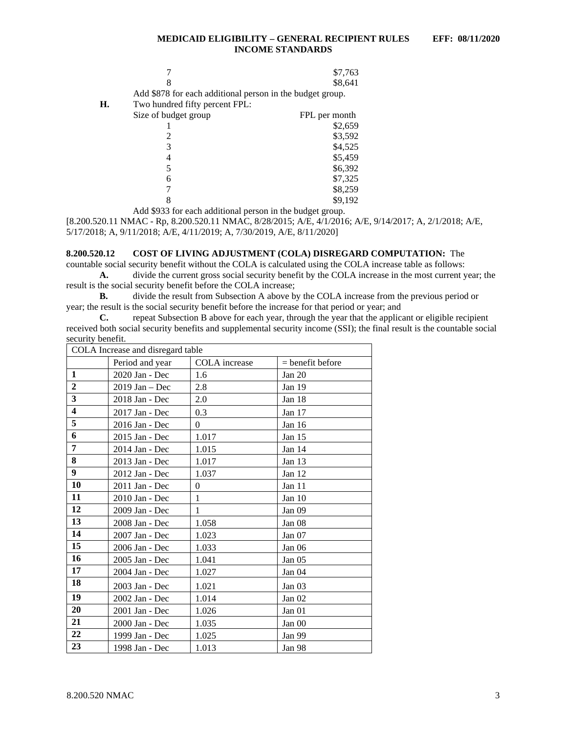| | |
|---|---|
| 7 | $7,763 |
| 8 | $8,641 |

Add $878 for each additional person in the budget group.

**H.** Two hundred fifty percent FPL:

| Size of budget group | FPL per month |
|---|---|
| 1 | $2,659 |
| 2 | $3,592 |
| 3 | $4,525 |
| 4 | $5,459 |
| 5 | $6,392 |
| 6 | $7,325 |
| 7 | $8,259 |
| 8 | $9,192 |

Add $933 for each additional person in the budget group.

[8.200.520.11 NMAC - Rp, 8.200.520.11 NMAC, 8/28/2015; A/E, 4/1/2016; A/E, 9/14/2017; A, 2/1/2018; A/E, 5/17/2018; A, 9/11/2018; A/E, 4/11/2019; A, 7/30/2019, A/E, 8/11/2020]

**8.200.520.12 COST OF LIVING ADJUSTMENT (COLA) DISREGARD COMPUTATION:** The countable social security benefit without the COLA is calculated using the COLA increase table as follows:

**A.** divide the current gross social security benefit by the COLA increase in the most current year; the result is the social security benefit before the COLA increase;

**B.** divide the result from Subsection A above by the COLA increase from the previous period or year; the result is the social security benefit before the increase for that period or year; and

**C.** repeat Subsection B above for each year, through the year that the applicant or eligible recipient received both social security benefits and supplemental security income (SSI); the final result is the countable social security benefit.

| COLA Increase and disregard table | | | |
|---|---|---|---|
| | Period and year | COLA increase | = benefit before |
| **1** | 2020 Jan - Dec | 1.6 | Jan 20 |
| **2** | 2019 Jan – Dec | 2.8 | Jan 19 |
| **3** | 2018 Jan - Dec | 2.0 | Jan 18 |
| **4** | 2017 Jan - Dec | 0.3 | Jan 17 |
| **5** | 2016 Jan - Dec | 0 | Jan 16 |
| **6** | 2015 Jan - Dec | 1.017 | Jan 15 |
| **7** | 2014 Jan - Dec | 1.015 | Jan 14 |
| **8** | 2013 Jan - Dec | 1.017 | Jan 13 |
| **9** | 2012 Jan - Dec | 1.037 | Jan 12 |
| **10** | 2011 Jan - Dec | 0 | Jan 11 |
| **11** | 2010 Jan - Dec | 1 | Jan 10 |
| **12** | 2009 Jan - Dec | 1 | Jan 09 |
| **13** | 2008 Jan - Dec | 1.058 | Jan 08 |
| **14** | 2007 Jan - Dec | 1.023 | Jan 07 |
| **15** | 2006 Jan - Dec | 1.033 | Jan 06 |
| **16** | 2005 Jan - Dec | 1.041 | Jan 05 |
| **17** | 2004 Jan - Dec | 1.027 | Jan 04 |
| **18** | 2003 Jan - Dec | 1.021 | Jan 03 |
| **19** | 2002 Jan - Dec | 1.014 | Jan 02 |
| **20** | 2001 Jan - Dec | 1.026 | Jan 01 |
| **21** | 2000 Jan - Dec | 1.035 | Jan 00 |
| **22** | 1999 Jan - Dec | 1.025 | Jan 99 |
| **23** | 1998 Jan - Dec | 1.013 | Jan 98 |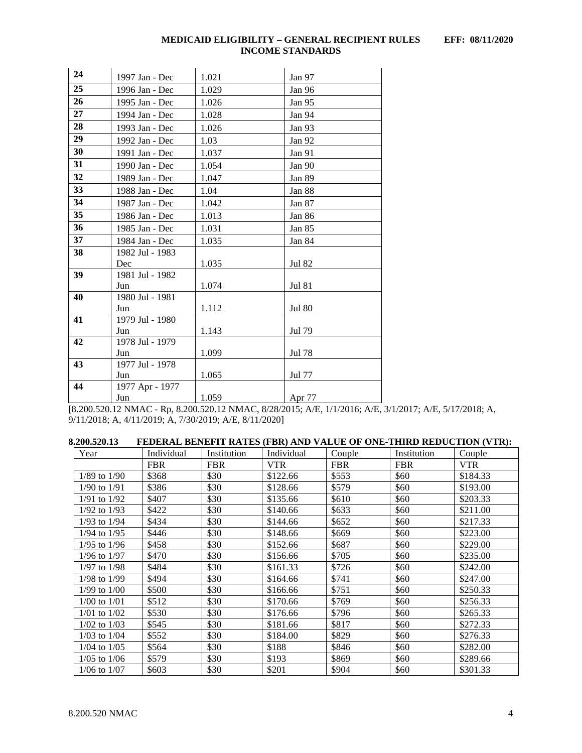| | | | |
|---|---|---|---|
| **24** | 1997 Jan - Dec | 1.021 | Jan 97 |
| **25** | 1996 Jan - Dec | 1.029 | Jan 96 |
| **26** | 1995 Jan - Dec | 1.026 | Jan 95 |
| **27** | 1994 Jan - Dec | 1.028 | Jan 94 |
| **28** | 1993 Jan - Dec | 1.026 | Jan 93 |
| **29** | 1992 Jan - Dec | 1.03 | Jan 92 |
| **30** | 1991 Jan - Dec | 1.037 | Jan 91 |
| **31** | 1990 Jan - Dec | 1.054 | Jan 90 |
| **32** | 1989 Jan - Dec | 1.047 | Jan 89 |
| **33** | 1988 Jan - Dec | 1.04 | Jan 88 |
| **34** | 1987 Jan - Dec | 1.042 | Jan 87 |
| **35** | 1986 Jan - Dec | 1.013 | Jan 86 |
| **36** | 1985 Jan - Dec | 1.031 | Jan 85 |
| **37** | 1984 Jan - Dec | 1.035 | Jan 84 |
| **38** | 1982 Jul - 1983 Dec | 1.035 | Jul 82 |
| **39** | 1981 Jul - 1982 Jun | 1.074 | Jul 81 |
| **40** | 1980 Jul - 1981 Jun | 1.112 | Jul 80 |
| **41** | 1979 Jul - 1980 Jun | 1.143 | Jul 79 |
| **42** | 1978 Jul - 1979 Jun | 1.099 | Jul 78 |
| **43** | 1977 Jul - 1978 Jun | 1.065 | Jul 77 |
| **44** | 1977 Apr - 1977 Jun | 1.059 | Apr 77 |

[8.200.520.12 NMAC - Rp, 8.200.520.12 NMAC, 8/28/2015; A/E, 1/1/2016; A/E, 3/1/2017; A/E, 5/17/2018; A, 9/11/2018; A, 4/11/2019; A, 7/30/2019; A/E, 8/11/2020]

**8.200.520.13 FEDERAL BENEFIT RATES (FBR) AND VALUE OF ONE-THIRD REDUCTION (VTR):**

| Year | Individual FBR | Institution FBR | Individual VTR | Couple FBR | Institution FBR | Couple VTR |
|---|---|---|---|---|---|---|
| 1/89 to 1/90 | $368 | $30 | $122.66 | $553 | $60 | $184.33 |
| 1/90 to 1/91 | $386 | $30 | $128.66 | $579 | $60 | $193.00 |
| 1/91 to 1/92 | $407 | $30 | $135.66 | $610 | $60 | $203.33 |
| 1/92 to 1/93 | $422 | $30 | $140.66 | $633 | $60 | $211.00 |
| 1/93 to 1/94 | $434 | $30 | $144.66 | $652 | $60 | $217.33 |
| 1/94 to 1/95 | $446 | $30 | $148.66 | $669 | $60 | $223.00 |
| 1/95 to 1/96 | $458 | $30 | $152.66 | $687 | $60 | $229.00 |
| 1/96 to 1/97 | $470 | $30 | $156.66 | $705 | $60 | $235.00 |
| 1/97 to 1/98 | $484 | $30 | $161.33 | $726 | $60 | $242.00 |
| 1/98 to 1/99 | $494 | $30 | $164.66 | $741 | $60 | $247.00 |
| 1/99 to 1/00 | $500 | $30 | $166.66 | $751 | $60 | $250.33 |
| 1/00 to 1/01 | $512 | $30 | $170.66 | $769 | $60 | $256.33 |
| 1/01 to 1/02 | $530 | $30 | $176.66 | $796 | $60 | $265.33 |
| 1/02 to 1/03 | $545 | $30 | $181.66 | $817 | $60 | $272.33 |
| 1/03 to 1/04 | $552 | $30 | $184.00 | $829 | $60 | $276.33 |
| 1/04 to 1/05 | $564 | $30 | $188 | $846 | $60 | $282.00 |
| 1/05 to 1/06 | $579 | $30 | $193 | $869 | $60 | $289.66 |
| 1/06 to 1/07 | $603 | $30 | $201 | $904 | $60 | $301.33 |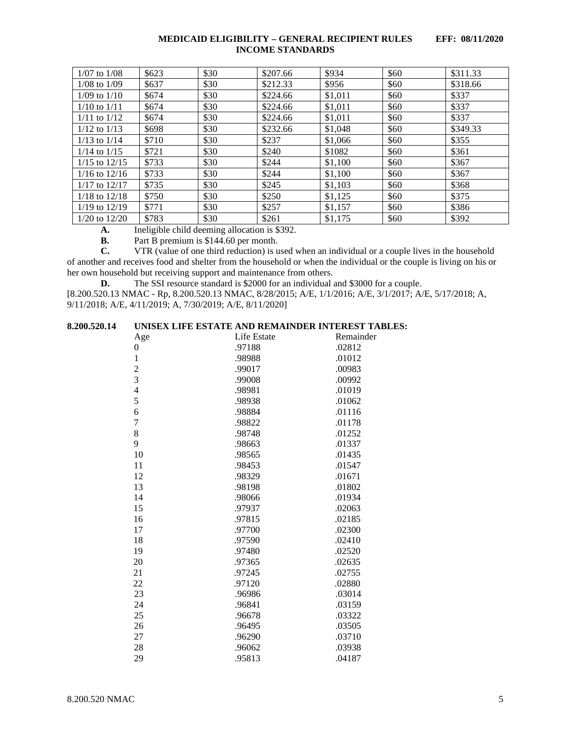| 1/07 to 1/08 | $623 | $30 | $207.66 | $934 | $60 | $311.33 |
|---|---|---|---|---|---|---|
| 1/08 to 1/09 | $637 | $30 | $212.33 | $956 | $60 | $318.66 |
| 1/09 to 1/10 | $674 | $30 | $224.66 | $1,011 | $60 | $337 |
| 1/10 to 1/11 | $674 | $30 | $224.66 | $1,011 | $60 | $337 |
| 1/11 to 1/12 | $674 | $30 | $224.66 | $1,011 | $60 | $337 |
| 1/12 to 1/13 | $698 | $30 | $232.66 | $1,048 | $60 | $349.33 |
| 1/13 to 1/14 | $710 | $30 | $237 | $1,066 | $60 | $355 |
| 1/14 to 1/15 | $721 | $30 | $240 | $1082 | $60 | $361 |
| 1/15 to 12/15 | $733 | $30 | $244 | $1,100 | $60 | $367 |
| 1/16 to 12/16 | $733 | $30 | $244 | $1,100 | $60 | $367 |
| 1/17 to 12/17 | $735 | $30 | $245 | $1,103 | $60 | $368 |
| 1/18 to 12/18 | $750 | $30 | $250 | $1,125 | $60 | $375 |
| 1/19 to 12/19 | $771 | $30 | $257 | $1,157 | $60 | $386 |
| 1/20 to 12/20 | $783 | $30 | $261 | $1,175 | $60 | $392 |

**A.** Ineligible child deeming allocation is $392.

**B.** Part B premium is $144.60 per month.

**C.** VTR (value of one third reduction) is used when an individual or a couple lives in the household of another and receives food and shelter from the household or when the individual or the couple is living on his or her own household but receiving support and maintenance from others.

**D.** The SSI resource standard is $2000 for an individual and $3000 for a couple.

[8.200.520.13 NMAC - Rp, 8.200.520.13 NMAC, 8/28/2015; A/E, 1/1/2016; A/E, 3/1/2017; A/E, 5/17/2018; A, 9/11/2018; A/E, 4/11/2019; A, 7/30/2019; A/E, 8/11/2020]

**8.200.520.14 UNISEX LIFE ESTATE AND REMAINDER INTEREST TABLES:**

| Age | Life Estate | Remainder |
|---|---|---|
| 0 | .97188 | .02812 |
| 1 | .98988 | .01012 |
| 2 | .99017 | .00983 |
| 3 | .99008 | .00992 |
| 4 | .98981 | .01019 |
| 5 | .98938 | .01062 |
| 6 | .98884 | .01116 |
| 7 | .98822 | .01178 |
| 8 | .98748 | .01252 |
| 9 | .98663 | .01337 |
| 10 | .98565 | .01435 |
| 11 | .98453 | .01547 |
| 12 | .98329 | .01671 |
| 13 | .98198 | .01802 |
| 14 | .98066 | .01934 |
| 15 | .97937 | .02063 |
| 16 | .97815 | .02185 |
| 17 | .97700 | .02300 |
| 18 | .97590 | .02410 |
| 19 | .97480 | .02520 |
| 20 | .97365 | .02635 |
| 21 | .97245 | .02755 |
| 22 | .97120 | .02880 |
| 23 | .96986 | .03014 |
| 24 | .96841 | .03159 |
| 25 | .96678 | .03322 |
| 26 | .96495 | .03505 |
| 27 | .96290 | .03710 |
| 28 | .96062 | .03938 |
| 29 | .95813 | .04187 |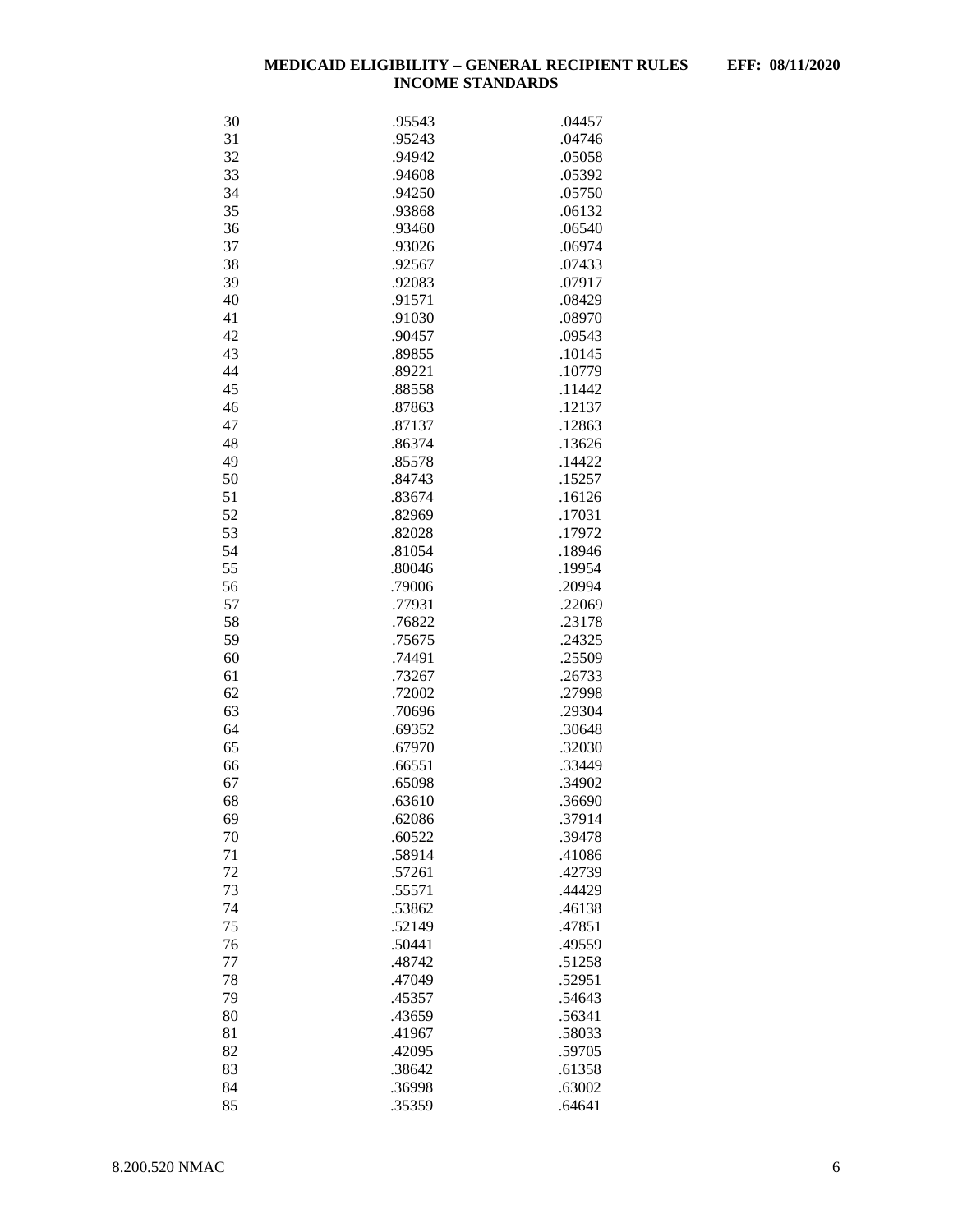| | | |
|---|---|---|
| 30 | .95543 | .04457 |
| 31 | .95243 | .04746 |
| 32 | .94942 | .05058 |
| 33 | .94608 | .05392 |
| 34 | .94250 | .05750 |
| 35 | .93868 | .06132 |
| 36 | .93460 | .06540 |
| 37 | .93026 | .06974 |
| 38 | .92567 | .07433 |
| 39 | .92083 | .07917 |
| 40 | .91571 | .08429 |
| 41 | .91030 | .08970 |
| 42 | .90457 | .09543 |
| 43 | .89855 | .10145 |
| 44 | .89221 | .10779 |
| 45 | .88558 | .11442 |
| 46 | .87863 | .12137 |
| 47 | .87137 | .12863 |
| 48 | .86374 | .13626 |
| 49 | .85578 | .14422 |
| 50 | .84743 | .15257 |
| 51 | .83674 | .16126 |
| 52 | .82969 | .17031 |
| 53 | .82028 | .17972 |
| 54 | .81054 | .18946 |
| 55 | .80046 | .19954 |
| 56 | .79006 | .20994 |
| 57 | .77931 | .22069 |
| 58 | .76822 | .23178 |
| 59 | .75675 | .24325 |
| 60 | .74491 | .25509 |
| 61 | .73267 | .26733 |
| 62 | .72002 | .27998 |
| 63 | .70696 | .29304 |
| 64 | .69352 | .30648 |
| 65 | .67970 | .32030 |
| 66 | .66551 | .33449 |
| 67 | .65098 | .34902 |
| 68 | .63610 | .36690 |
| 69 | .62086 | .37914 |
| 70 | .60522 | .39478 |
| 71 | .58914 | .41086 |
| 72 | .57261 | .42739 |
| 73 | .55571 | .44429 |
| 74 | .53862 | .46138 |
| 75 | .52149 | .47851 |
| 76 | .50441 | .49559 |
| 77 | .48742 | .51258 |
| 78 | .47049 | .52951 |
| 79 | .45357 | .54643 |
| 80 | .43659 | .56341 |
| 81 | .41967 | .58033 |
| 82 | .42095 | .59705 |
| 83 | .38642 | .61358 |
| 84 | .36998 | .63002 |
| 85 | .35359 | .64641 |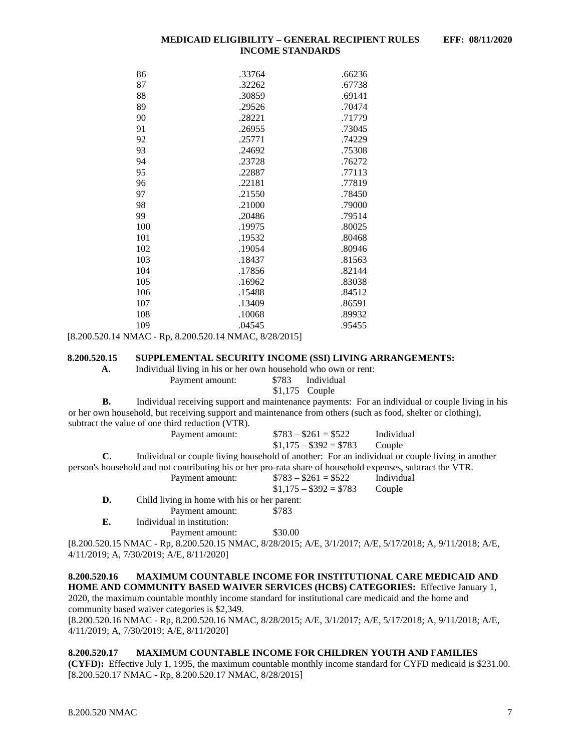| | | |
|---|---|---|
| 86 | .33764 | .66236 |
| 87 | .32262 | .67738 |
| 88 | .30859 | .69141 |
| 89 | .29526 | .70474 |
| 90 | .28221 | .71779 |
| 91 | .26955 | .73045 |
| 92 | .25771 | .74229 |
| 93 | .24692 | .75308 |
| 94 | .23728 | .76272 |
| 95 | .22887 | .77113 |
| 96 | .22181 | .77819 |
| 97 | .21550 | .78450 |
| 98 | .21000 | .79000 |
| 99 | .20486 | .79514 |
| 100 | .19975 | .80025 |
| 101 | .19532 | .80468 |
| 102 | .19054 | .80946 |
| 103 | .18437 | .81563 |
| 104 | .17856 | .82144 |
| 105 | .16962 | .83038 |
| 106 | .15488 | .84512 |
| 107 | .13409 | .86591 |
| 108 | .10068 | .89932 |
| 109 | .04545 | .95455 |

[8.200.520.14 NMAC - Rp, 8.200.520.14 NMAC, 8/28/2015]

**8.200.520.15 SUPPLEMENTAL SECURITY INCOME (SSI) LIVING ARRANGEMENTS:**

**A.** Individual living in his or her own household who own or rent:

Payment amount: $783 Individual
$1,175 Couple

**B.** Individual receiving support and maintenance payments: For an individual or couple living in his or her own household, but receiving support and maintenance from others (such as food, shelter or clothing), subtract the value of one third reduction (VTR).

Payment amount: $783 – $261 = $522 Individual
$1,175 – $392 = $783 Couple

**C.** Individual or couple living household of another: For an individual or couple living in another person's household and not contributing his or her pro-rata share of household expenses, subtract the VTR.

Payment amount: $783 – $261 = $522 Individual
$1,175 – $392 = $783 Couple

**D.** Child living in home with his or her parent:

Payment amount: $783

**E.** Individual in institution:

Payment amount: $30.00

[8.200.520.15 NMAC - Rp, 8.200.520.15 NMAC, 8/28/2015; A/E, 3/1/2017; A/E, 5/17/2018; A, 9/11/2018; A/E, 4/11/2019; A, 7/30/2019; A/E, 8/11/2020]

**8.200.520.16 MAXIMUM COUNTABLE INCOME FOR INSTITUTIONAL CARE MEDICAID AND HOME AND COMMUNITY BASED WAIVER SERVICES (HCBS) CATEGORIES:** Effective January 1, 2020, the maximum countable monthly income standard for institutional care medicaid and the home and community based waiver categories is $2,349.

[8.200.520.16 NMAC - Rp, 8.200.520.16 NMAC, 8/28/2015; A/E, 3/1/2017; A/E, 5/17/2018; A, 9/11/2018; A/E, 4/11/2019; A, 7/30/2019; A/E, 8/11/2020]

**8.200.520.17 MAXIMUM COUNTABLE INCOME FOR CHILDREN YOUTH AND FAMILIES (CYFD):** Effective July 1, 1995, the maximum countable monthly income standard for CYFD medicaid is $231.00.

[8.200.520.17 NMAC - Rp, 8.200.520.17 NMAC, 8/28/2015]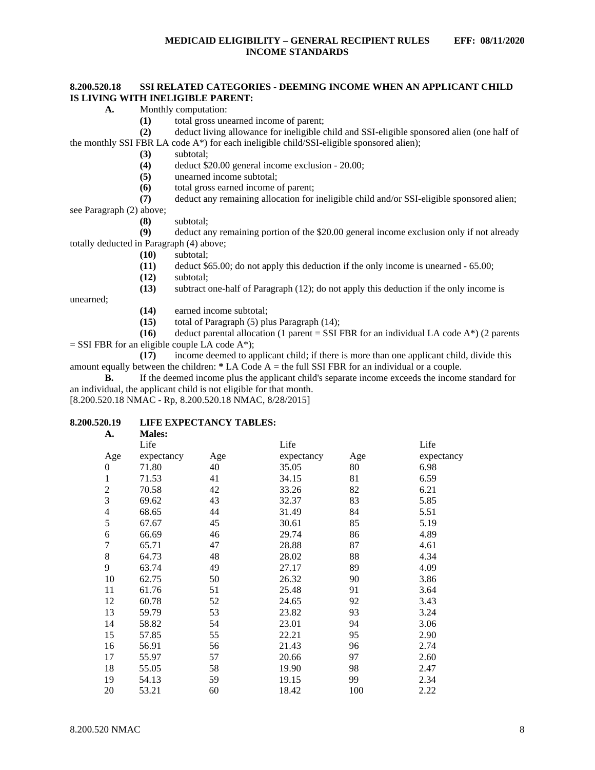**8.200.520.18 SSI RELATED CATEGORIES - DEEMING INCOME WHEN AN APPLICANT CHILD IS LIVING WITH INELIGIBLE PARENT:**

**A.** Monthly computation:

**(1)** total gross unearned income of parent;

**(2)** deduct living allowance for ineligible child and SSI-eligible sponsored alien (one half of the monthly SSI FBR LA code A*) for each ineligible child/SSI-eligible sponsored alien);

**(3)** subtotal;

**(4)** deduct $20.00 general income exclusion - 20.00;

**(5)** unearned income subtotal;

**(6)** total gross earned income of parent;

**(7)** deduct any remaining allocation for ineligible child and/or SSI-eligible sponsored alien; see Paragraph (2) above;

**(8)** subtotal;

**(9)** deduct any remaining portion of the $20.00 general income exclusion only if not already totally deducted in Paragraph (4) above;

**(10)** subtotal;

**(11)** deduct $65.00; do not apply this deduction if the only income is unearned - 65.00;

**(12)** subtotal;

**(13)** subtract one-half of Paragraph (12); do not apply this deduction if the only income is unearned;

**(14)** earned income subtotal;

**(15)** total of Paragraph (5) plus Paragraph (14);

**(16)** deduct parental allocation (1 parent = SSI FBR for an individual LA code A*) (2 parents = SSI FBR for an eligible couple LA code A*);

**(17)** income deemed to applicant child; if there is more than one applicant child, divide this amount equally between the children: * LA Code A = the full SSI FBR for an individual or a couple.

**B.** If the deemed income plus the applicant child's separate income exceeds the income standard for an individual, the applicant child is not eligible for that month.

[8.200.520.18 NMAC - Rp, 8.200.520.18 NMAC, 8/28/2015]

**8.200.520.19 LIFE EXPECTANCY TABLES:**

**A. Males:**

| Age | Life expectancy | Age | Life expectancy | Age | Life expectancy |
|---|---|---|---|---|---|
| 0 | 71.80 | 40 | 35.05 | 80 | 6.98 |
| 1 | 71.53 | 41 | 34.15 | 81 | 6.59 |
| 2 | 70.58 | 42 | 33.26 | 82 | 6.21 |
| 3 | 69.62 | 43 | 32.37 | 83 | 5.85 |
| 4 | 68.65 | 44 | 31.49 | 84 | 5.51 |
| 5 | 67.67 | 45 | 30.61 | 85 | 5.19 |
| 6 | 66.69 | 46 | 29.74 | 86 | 4.89 |
| 7 | 65.71 | 47 | 28.88 | 87 | 4.61 |
| 8 | 64.73 | 48 | 28.02 | 88 | 4.34 |
| 9 | 63.74 | 49 | 27.17 | 89 | 4.09 |
| 10 | 62.75 | 50 | 26.32 | 90 | 3.86 |
| 11 | 61.76 | 51 | 25.48 | 91 | 3.64 |
| 12 | 60.78 | 52 | 24.65 | 92 | 3.43 |
| 13 | 59.79 | 53 | 23.82 | 93 | 3.24 |
| 14 | 58.82 | 54 | 23.01 | 94 | 3.06 |
| 15 | 57.85 | 55 | 22.21 | 95 | 2.90 |
| 16 | 56.91 | 56 | 21.43 | 96 | 2.74 |
| 17 | 55.97 | 57 | 20.66 | 97 | 2.60 |
| 18 | 55.05 | 58 | 19.90 | 98 | 2.47 |
| 19 | 54.13 | 59 | 19.15 | 99 | 2.34 |
| 20 | 53.21 | 60 | 18.42 | 100 | 2.22 |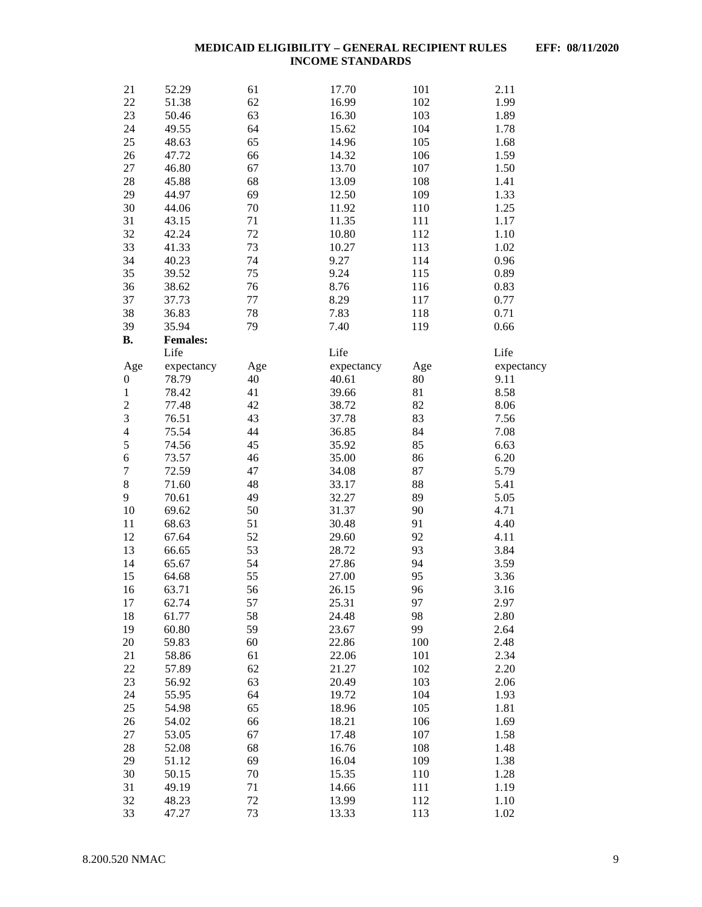| 21 | 52.29 | 61 | 17.70 | 101 | 2.11 |
|---|---|---|---|---|---|
| 22 | 51.38 | 62 | 16.99 | 102 | 1.99 |
| 23 | 50.46 | 63 | 16.30 | 103 | 1.89 |
| 24 | 49.55 | 64 | 15.62 | 104 | 1.78 |
| 25 | 48.63 | 65 | 14.96 | 105 | 1.68 |
| 26 | 47.72 | 66 | 14.32 | 106 | 1.59 |
| 27 | 46.80 | 67 | 13.70 | 107 | 1.50 |
| 28 | 45.88 | 68 | 13.09 | 108 | 1.41 |
| 29 | 44.97 | 69 | 12.50 | 109 | 1.33 |
| 30 | 44.06 | 70 | 11.92 | 110 | 1.25 |
| 31 | 43.15 | 71 | 11.35 | 111 | 1.17 |
| 32 | 42.24 | 72 | 10.80 | 112 | 1.10 |
| 33 | 41.33 | 73 | 10.27 | 113 | 1.02 |
| 34 | 40.23 | 74 | 9.27 | 114 | 0.96 |
| 35 | 39.52 | 75 | 9.24 | 115 | 0.89 |
| 36 | 38.62 | 76 | 8.76 | 116 | 0.83 |
| 37 | 37.73 | 77 | 8.29 | 117 | 0.77 |
| 38 | 36.83 | 78 | 7.83 | 118 | 0.71 |
| 39 | 35.94 | 79 | 7.40 | 119 | 0.66 |

**B. Females:**

| Age | Life expectancy | Age | Life expectancy | Age | Life expectancy |
|---|---|---|---|---|---|
| 0 | 78.79 | 40 | 40.61 | 80 | 9.11 |
| 1 | 78.42 | 41 | 39.66 | 81 | 8.58 |
| 2 | 77.48 | 42 | 38.72 | 82 | 8.06 |
| 3 | 76.51 | 43 | 37.78 | 83 | 7.56 |
| 4 | 75.54 | 44 | 36.85 | 84 | 7.08 |
| 5 | 74.56 | 45 | 35.92 | 85 | 6.63 |
| 6 | 73.57 | 46 | 35.00 | 86 | 6.20 |
| 7 | 72.59 | 47 | 34.08 | 87 | 5.79 |
| 8 | 71.60 | 48 | 33.17 | 88 | 5.41 |
| 9 | 70.61 | 49 | 32.27 | 89 | 5.05 |
| 10 | 69.62 | 50 | 31.37 | 90 | 4.71 |
| 11 | 68.63 | 51 | 30.48 | 91 | 4.40 |
| 12 | 67.64 | 52 | 29.60 | 92 | 4.11 |
| 13 | 66.65 | 53 | 28.72 | 93 | 3.84 |
| 14 | 65.67 | 54 | 27.86 | 94 | 3.59 |
| 15 | 64.68 | 55 | 27.00 | 95 | 3.36 |
| 16 | 63.71 | 56 | 26.15 | 96 | 3.16 |
| 17 | 62.74 | 57 | 25.31 | 97 | 2.97 |
| 18 | 61.77 | 58 | 24.48 | 98 | 2.80 |
| 19 | 60.80 | 59 | 23.67 | 99 | 2.64 |
| 20 | 59.83 | 60 | 22.86 | 100 | 2.48 |
| 21 | 58.86 | 61 | 22.06 | 101 | 2.34 |
| 22 | 57.89 | 62 | 21.27 | 102 | 2.20 |
| 23 | 56.92 | 63 | 20.49 | 103 | 2.06 |
| 24 | 55.95 | 64 | 19.72 | 104 | 1.93 |
| 25 | 54.98 | 65 | 18.96 | 105 | 1.81 |
| 26 | 54.02 | 66 | 18.21 | 106 | 1.69 |
| 27 | 53.05 | 67 | 17.48 | 107 | 1.58 |
| 28 | 52.08 | 68 | 16.76 | 108 | 1.48 |
| 29 | 51.12 | 69 | 16.04 | 109 | 1.38 |
| 30 | 50.15 | 70 | 15.35 | 110 | 1.28 |
| 31 | 49.19 | 71 | 14.66 | 111 | 1.19 |
| 32 | 48.23 | 72 | 13.99 | 112 | 1.10 |
| 33 | 47.27 | 73 | 13.33 | 113 | 1.02 |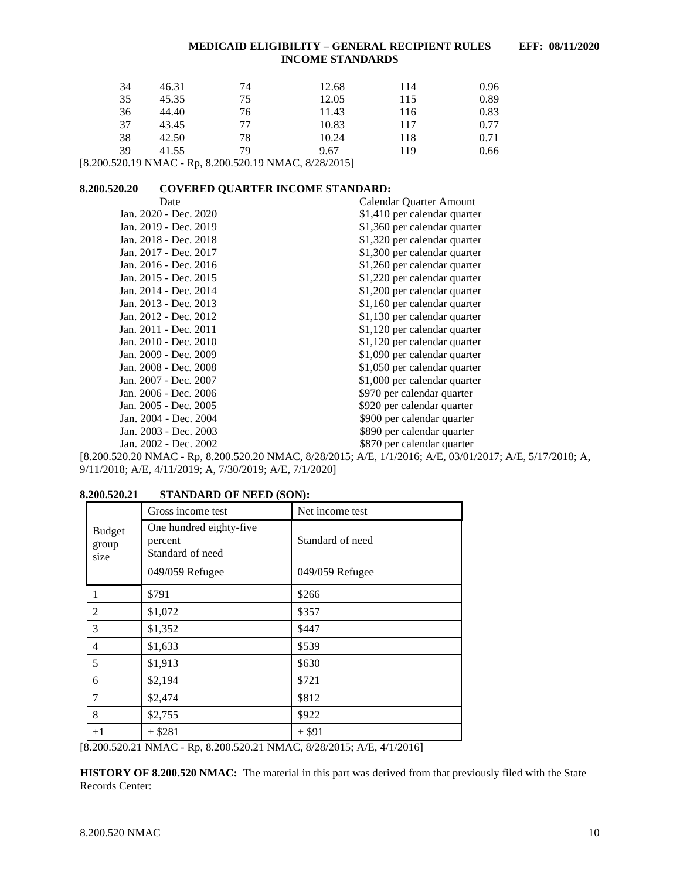| | | | | | |
|---|---|---|---|---|---|
| 34 | 46.31 | 74 | 12.68 | 114 | 0.96 |
| 35 | 45.35 | 75 | 12.05 | 115 | 0.89 |
| 36 | 44.40 | 76 | 11.43 | 116 | 0.83 |
| 37 | 43.45 | 77 | 10.83 | 117 | 0.77 |
| 38 | 42.50 | 78 | 10.24 | 118 | 0.71 |
| 39 | 41.55 | 79 | 9.67 | 119 | 0.66 |

[8.200.520.19 NMAC - Rp, 8.200.520.19 NMAC, 8/28/2015]

**8.200.520.20 COVERED QUARTER INCOME STANDARD:**

| Date | Calendar Quarter Amount |
|---|---|
| Jan. 2020 - Dec. 2020 | $1,410 per calendar quarter |
| Jan. 2019 - Dec. 2019 | $1,360 per calendar quarter |
| Jan. 2018 - Dec. 2018 | $1,320 per calendar quarter |
| Jan. 2017 - Dec. 2017 | $1,300 per calendar quarter |
| Jan. 2016 - Dec. 2016 | $1,260 per calendar quarter |
| Jan. 2015 - Dec. 2015 | $1,220 per calendar quarter |
| Jan. 2014 - Dec. 2014 | $1,200 per calendar quarter |
| Jan. 2013 - Dec. 2013 | $1,160 per calendar quarter |
| Jan. 2012 - Dec. 2012 | $1,130 per calendar quarter |
| Jan. 2011 - Dec. 2011 | $1,120 per calendar quarter |
| Jan. 2010 - Dec. 2010 | $1,120 per calendar quarter |
| Jan. 2009 - Dec. 2009 | $1,090 per calendar quarter |
| Jan. 2008 - Dec. 2008 | $1,050 per calendar quarter |
| Jan. 2007 - Dec. 2007 | $1,000 per calendar quarter |
| Jan. 2006 - Dec. 2006 | $970 per calendar quarter |
| Jan. 2005 - Dec. 2005 | $920 per calendar quarter |
| Jan. 2004 - Dec. 2004 | $900 per calendar quarter |
| Jan. 2003 - Dec. 2003 | $890 per calendar quarter |
| Jan. 2002 - Dec. 2002 | $870 per calendar quarter |

[8.200.520.20 NMAC - Rp, 8.200.520.20 NMAC, 8/28/2015; A/E, 1/1/2016; A/E, 03/01/2017; A/E, 5/17/2018; A, 9/11/2018; A/E, 4/11/2019; A, 7/30/2019; A/E, 7/1/2020]

**8.200.520.21 STANDARD OF NEED (SON):**

| Budget group size | Gross income test | Net income test |
|---|---|---|
| | One hundred eighty-five percent Standard of need | Standard of need |
| | 049/059 Refugee | 049/059 Refugee |
| 1 | $791 | $266 |
| 2 | $1,072 | $357 |
| 3 | $1,352 | $447 |
| 4 | $1,633 | $539 |
| 5 | $1,913 | $630 |
| 6 | $2,194 | $721 |
| 7 | $2,474 | $812 |
| 8 | $2,755 | $922 |
| +1 | + $281 | + $91 |

[8.200.520.21 NMAC - Rp, 8.200.520.21 NMAC, 8/28/2015; A/E, 4/1/2016]

**HISTORY OF 8.200.520 NMAC:** The material in this part was derived from that previously filed with the State Records Center: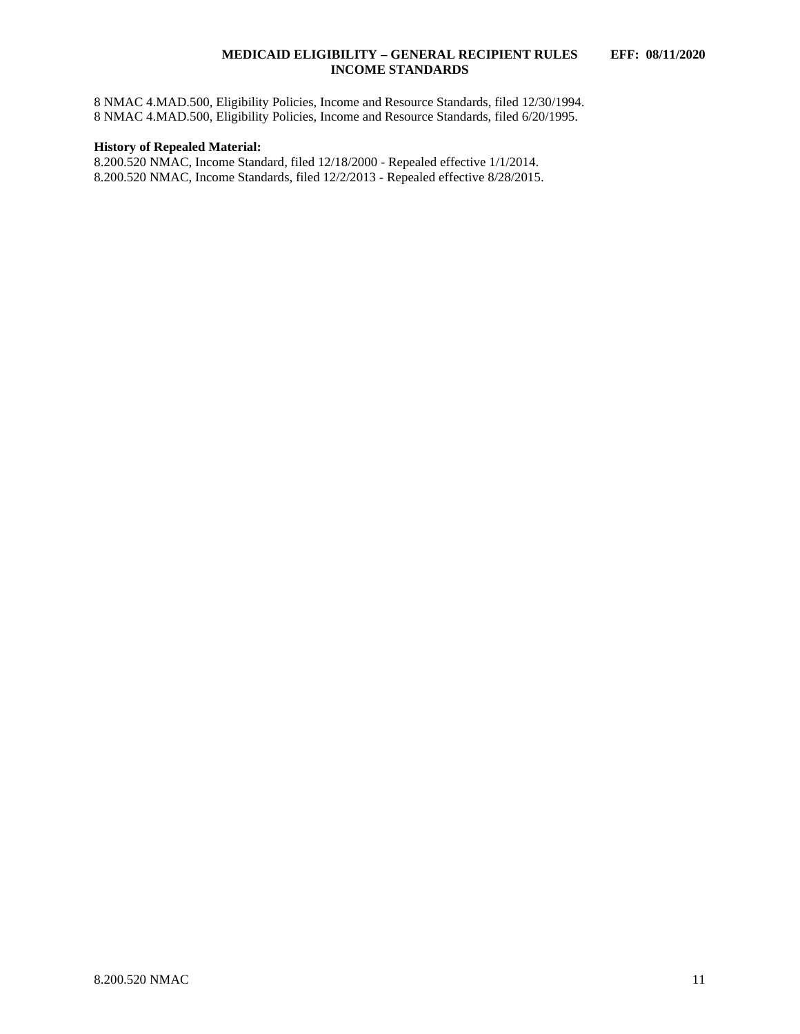8 NMAC 4.MAD.500, Eligibility Policies, Income and Resource Standards, filed 12/30/1994.
8 NMAC 4.MAD.500, Eligibility Policies, Income and Resource Standards, filed 6/20/1995.

**History of Repealed Material:**
8.200.520 NMAC, Income Standard, filed 12/18/2000 - Repealed effective 1/1/2014.
8.200.520 NMAC, Income Standards, filed 12/2/2013 - Repealed effective 8/28/2015.